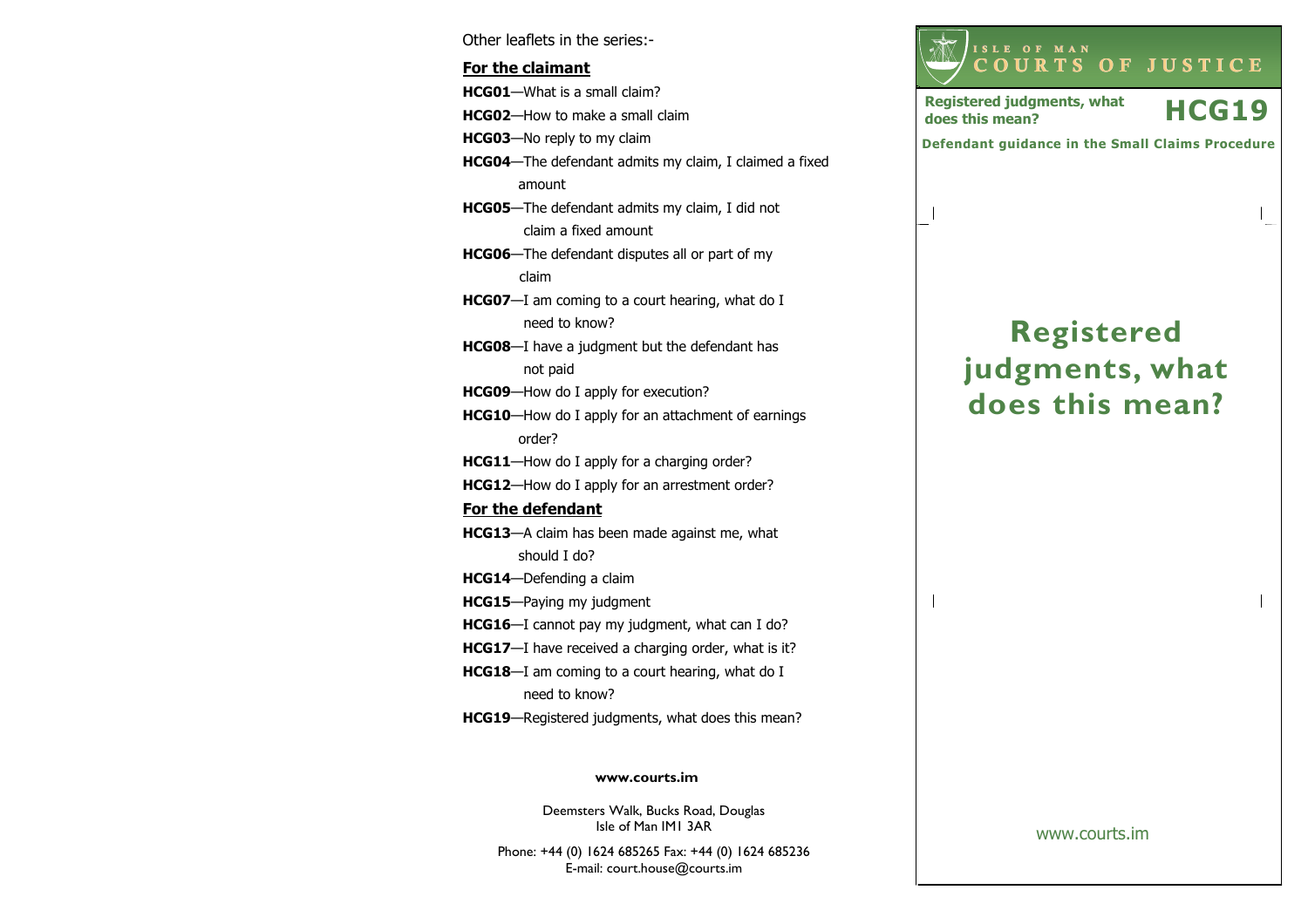Other leaflets in the series:-

**For the claimant**

**HCG01**—What is a small claim?

**HCG02**—How to make a small claim

**HCG03**—No reply to my claim

**HCG04**—The defendant admits my claim, I claimed a fixed amount

**HCG05**—The defendant admits my claim, I did not claim a fixed amount

**HCG06**—The defendant disputes all or part of my claim

**HCG07**—I am coming to a court hearing, what do I need to know?

**HCG08**—I have a judgment but the defendant has not paid

**HCG09**—How do I apply for execution?

**HCG10**—How do I apply for an attachment of earnings order?

**HCG11**—How do I apply for a charging order?

**HCG12**—How do I apply for an arrestment order?

**For the defendant**

**HCG13**—A claim has been made against me, what should I do?

**HCG14**—Defending a claim

**HCG15**—Paying my judgment

**HCG16**—I cannot pay my judgment, what can I do?

**HCG17**—I have received a charging order, what is it?

**HCG18**—I am coming to a court hearing, what do I need to know?

**HCG19**—Registered judgments, what does this mean?

**www.courts.im**

Deemsters Walk, Bucks Road, Douglas
Isle of Man IM1 3AR

Phone: +44 (0) 1624 685265 Fax: +44 (0) 1624 685236
E-mail: court.house@courts.im

ISLE OF MAN
COURTS OF JUSTICE

**Registered judgments, what does this mean?** **HCG19**

**Defendant guidance in the Small Claims Procedure**

# Registered judgments, what does this mean?

www.courts.im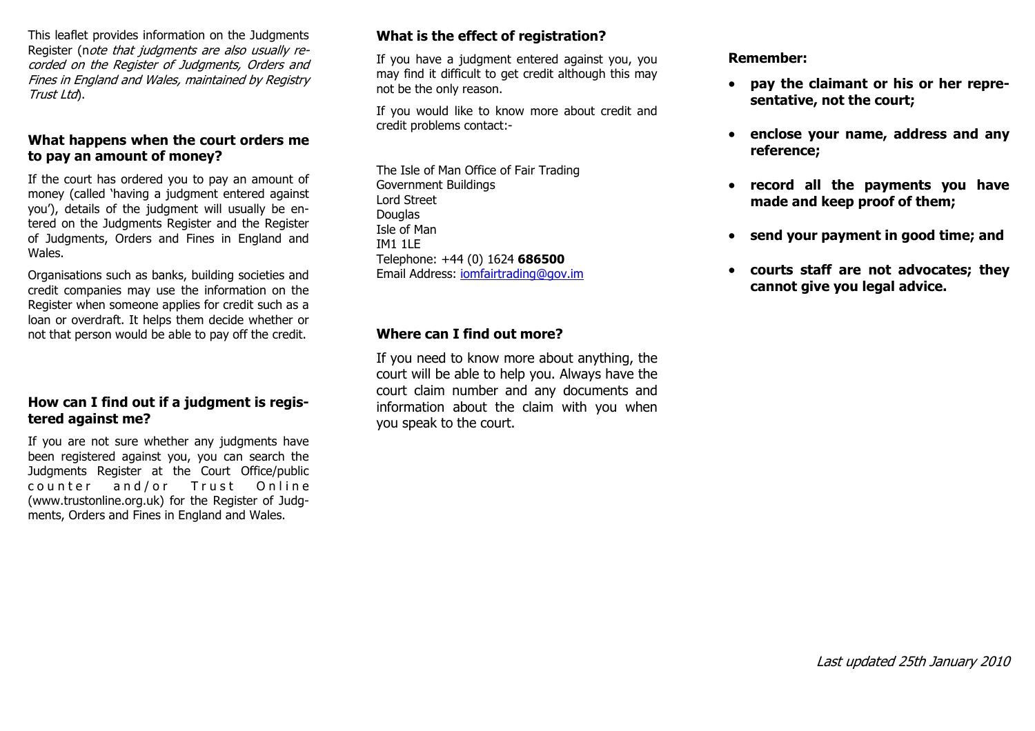This leaflet provides information on the Judgments Register (*note that judgments are also usually recorded on the Register of Judgments, Orders and Fines in England and Wales, maintained by Registry Trust Ltd*).

## What happens when the court orders me to pay an amount of money?

If the court has ordered you to pay an amount of money (called 'having a judgment entered against you'), details of the judgment will usually be entered on the Judgments Register and the Register of Judgments, Orders and Fines in England and Wales.

Organisations such as banks, building societies and credit companies may use the information on the Register when someone applies for credit such as a loan or overdraft. It helps them decide whether or not that person would be able to pay off the credit.

## How can I find out if a judgment is registered against me?

If you are not sure whether any judgments have been registered against you, you can search the Judgments Register at the Court Office/public counter and/or Trust Online (www.trustonline.org.uk) for the Register of Judgments, Orders and Fines in England and Wales.

## What is the effect of registration?

If you have a judgment entered against you, you may find it difficult to get credit although this may not be the only reason.

If you would like to know more about credit and credit problems contact:-

The Isle of Man Office of Fair Trading
Government Buildings
Lord Street
Douglas
Isle of Man
IM1 1LE
Telephone: +44 (0) 1624 **686500**
Email Address: iomfairtrading@gov.im

## Where can I find out more?

If you need to know more about anything, the court will be able to help you. Always have the court claim number and any documents and information about the claim with you when you speak to the court.

**Remember:**

- **pay the claimant or his or her representative, not the court;**
- **enclose your name, address and any reference;**
- **record all the payments you have made and keep proof of them;**
- **send your payment in good time; and**
- **courts staff are not advocates; they cannot give you legal advice.**

*Last updated 25th January 2010*